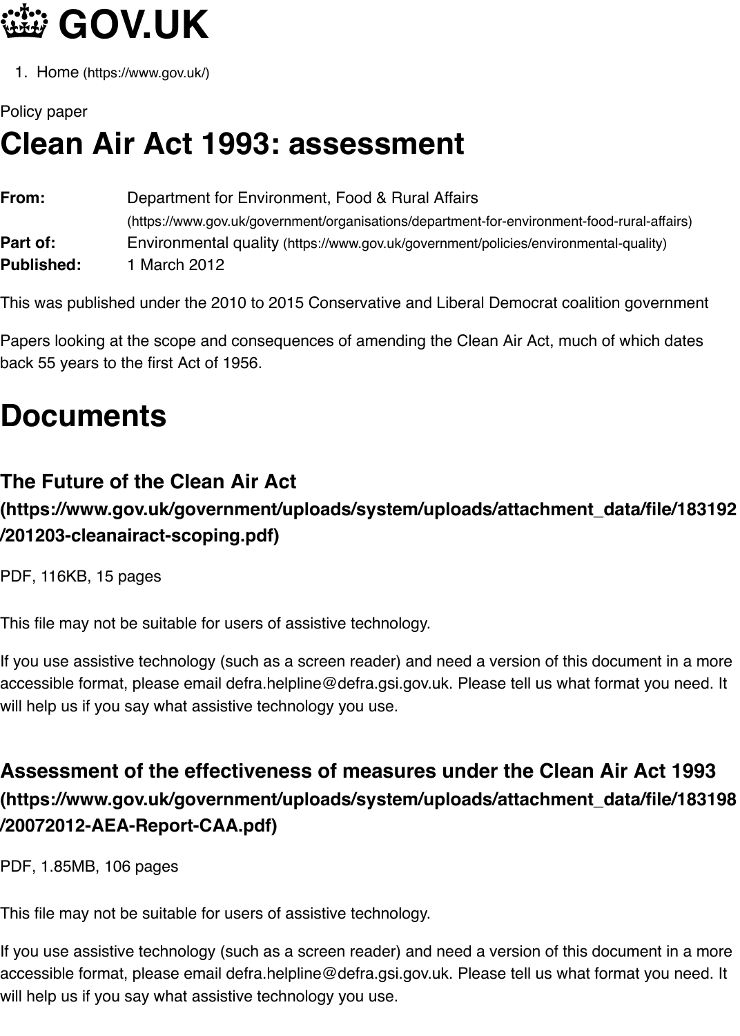# GOV.UK

1. Home (https://www.gov.uk/)

Policy paper

# Clean Air Act 1993: assessment

**From:** Department for Environment, Food & Rural Affairs (https://www.gov.uk/government/organisations/department-for-environment-food-rural-affairs)
**Part of:** Environmental quality (https://www.gov.uk/government/policies/environmental-quality)
**Published:** 1 March 2012

This was published under the 2010 to 2015 Conservative and Liberal Democrat coalition government

Papers looking at the scope and consequences of amending the Clean Air Act, much of which dates back 55 years to the first Act of 1956.

## Documents

### The Future of the Clean Air Act (https://www.gov.uk/government/uploads/system/uploads/attachment_data/file/183192/201203-cleanairact-scoping.pdf)

PDF, 116KB, 15 pages

This file may not be suitable for users of assistive technology.

If you use assistive technology (such as a screen reader) and need a version of this document in a more accessible format, please email defra.helpline@defra.gsi.gov.uk. Please tell us what format you need. It will help us if you say what assistive technology you use.

### Assessment of the effectiveness of measures under the Clean Air Act 1993 (https://www.gov.uk/government/uploads/system/uploads/attachment_data/file/183198/20072012-AEA-Report-CAA.pdf)

PDF, 1.85MB, 106 pages

This file may not be suitable for users of assistive technology.

If you use assistive technology (such as a screen reader) and need a version of this document in a more accessible format, please email defra.helpline@defra.gsi.gov.uk. Please tell us what format you need. It will help us if you say what assistive technology you use.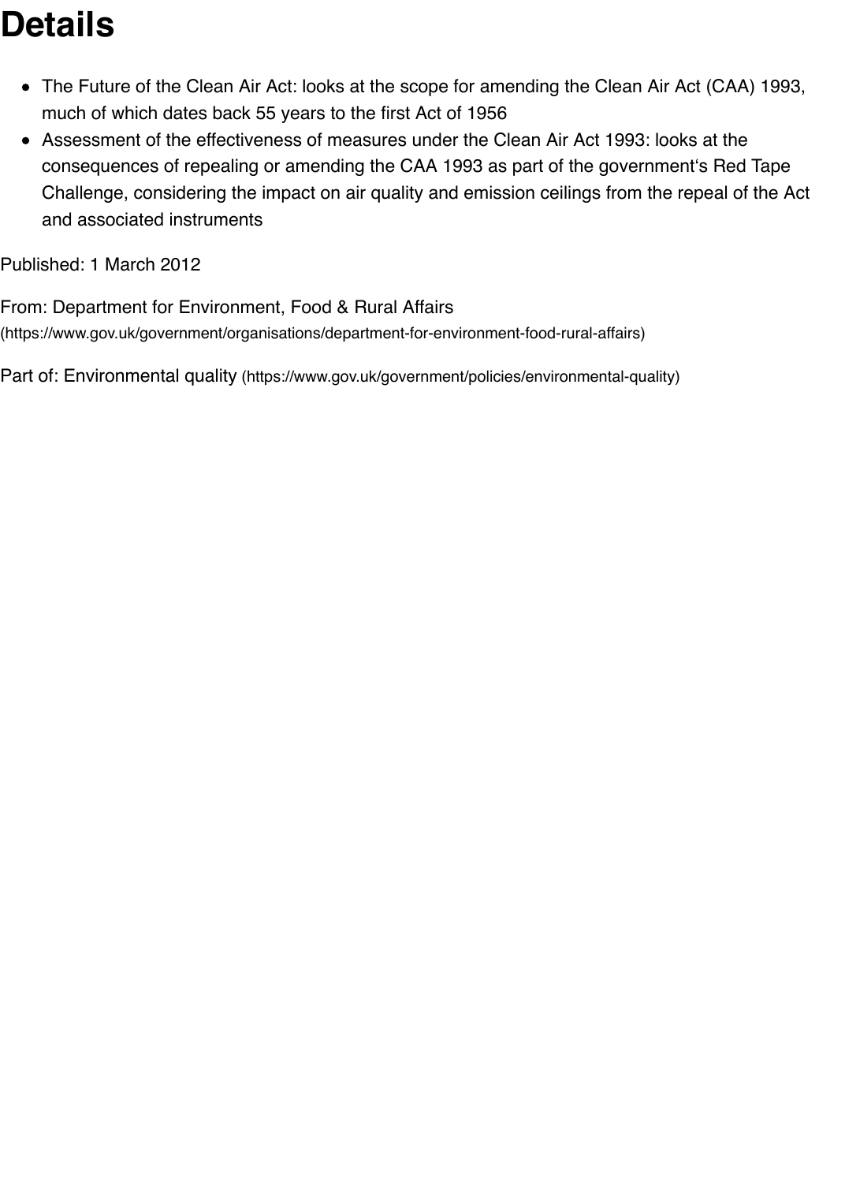# Details

- The Future of the Clean Air Act: looks at the scope for amending the Clean Air Act (CAA) 1993, much of which dates back 55 years to the first Act of 1956
- Assessment of the effectiveness of measures under the Clean Air Act 1993: looks at the consequences of repealing or amending the CAA 1993 as part of the government's Red Tape Challenge, considering the impact on air quality and emission ceilings from the repeal of the Act and associated instruments

Published: 1 March 2012

From: Department for Environment, Food & Rural Affairs (https://www.gov.uk/government/organisations/department-for-environment-food-rural-affairs)

Part of: Environmental quality (https://www.gov.uk/government/policies/environmental-quality)